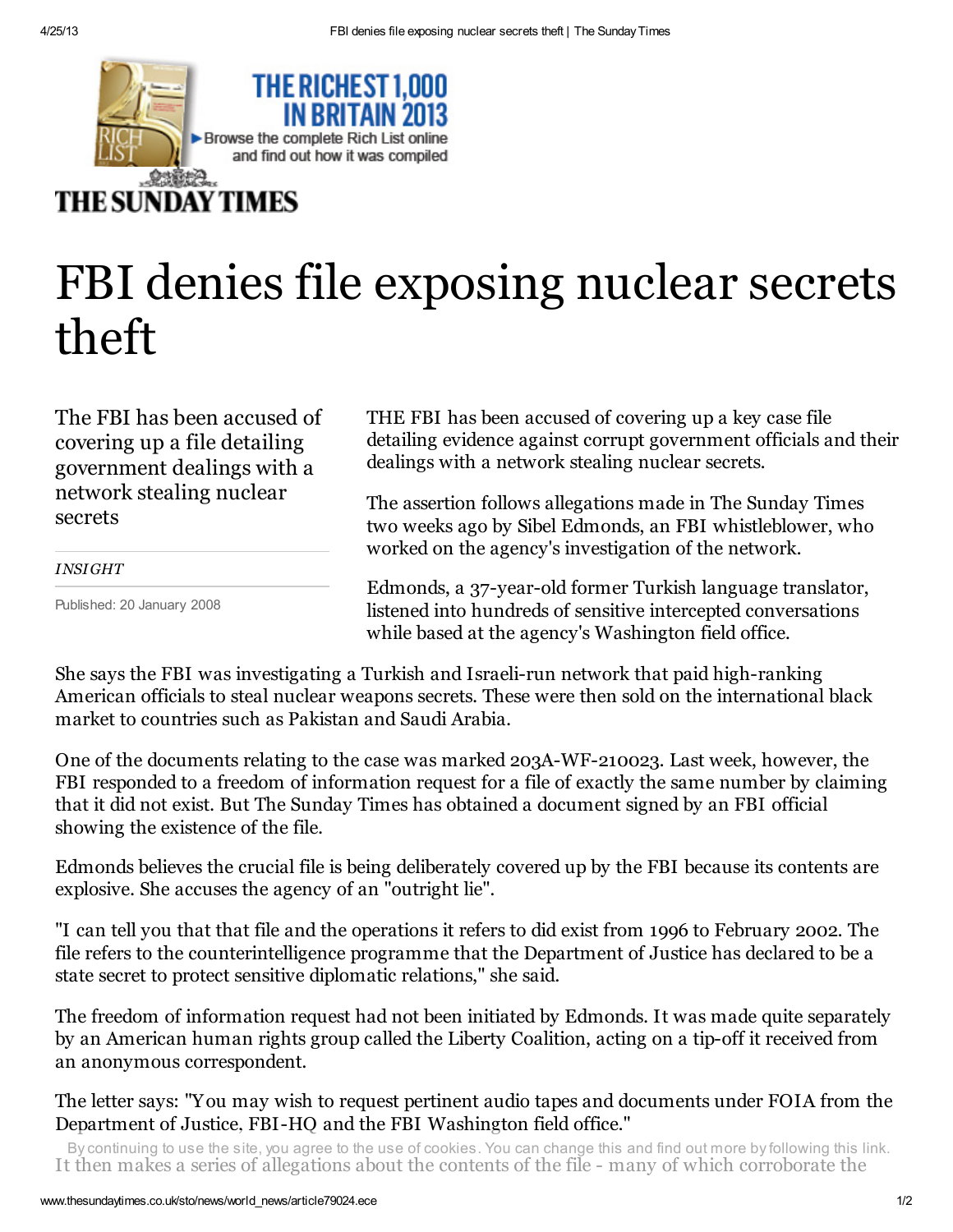# FBI denies file exposing nuclear secrets theft

The FBI has been accused of covering up a file detailing government dealings with a network stealing nuclear secrets

*INSIGHT*

Published: 20 January 2008

THE FBI has been accused of covering up a key case file detailing evidence against corrupt government officials and their dealings with a network stealing nuclear secrets.

The assertion follows allegations made in The Sunday Times two weeks ago by Sibel Edmonds, an FBI whistleblower, who worked on the agency's investigation of the network.

Edmonds, a 37-year-old former Turkish language translator, listened into hundreds of sensitive intercepted conversations while based at the agency's Washington field office.

She says the FBI was investigating a Turkish and Israeli-run network that paid high-ranking American officials to steal nuclear weapons secrets. These were then sold on the international black market to countries such as Pakistan and Saudi Arabia.

One of the documents relating to the case was marked 203A-WF-210023. Last week, however, the FBI responded to a freedom of information request for a file of exactly the same number by claiming that it did not exist. But The Sunday Times has obtained a document signed by an FBI official showing the existence of the file.

Edmonds believes the crucial file is being deliberately covered up by the FBI because its contents are explosive. She accuses the agency of an "outright lie".

"I can tell you that that file and the operations it refers to did exist from 1996 to February 2002. The file refers to the counterintelligence programme that the Department of Justice has declared to be a state secret to protect sensitive diplomatic relations," she said.

The freedom of information request had not been initiated by Edmonds. It was made quite separately by an American human rights group called the Liberty Coalition, acting on a tip-off it received from an anonymous correspondent.

The letter says: "You may wish to request pertinent audio tapes and documents under FOIA from the Department of Justice, FBI-HQ and the FBI Washington field office."

It then makes a series of allegations about the contents of the file - many of which corroborate the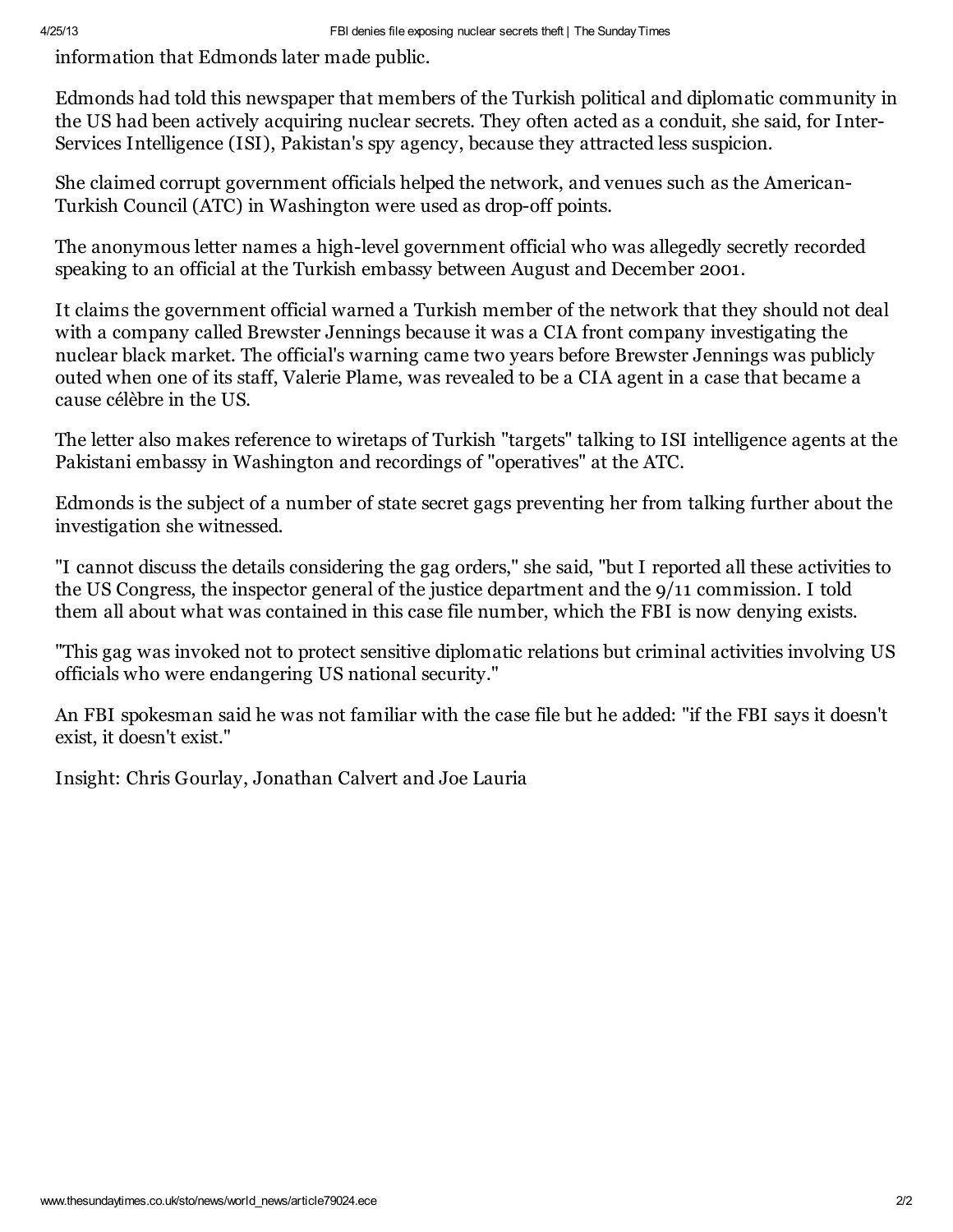information that Edmonds later made public.

Edmonds had told this newspaper that members of the Turkish political and diplomatic community in the US had been actively acquiring nuclear secrets. They often acted as a conduit, she said, for Inter-Services Intelligence (ISI), Pakistan's spy agency, because they attracted less suspicion.

She claimed corrupt government officials helped the network, and venues such as the American-Turkish Council (ATC) in Washington were used as drop-off points.

The anonymous letter names a high-level government official who was allegedly secretly recorded speaking to an official at the Turkish embassy between August and December 2001.

It claims the government official warned a Turkish member of the network that they should not deal with a company called Brewster Jennings because it was a CIA front company investigating the nuclear black market. The official's warning came two years before Brewster Jennings was publicly outed when one of its staff, Valerie Plame, was revealed to be a CIA agent in a case that became a cause célèbre in the US.

The letter also makes reference to wiretaps of Turkish "targets" talking to ISI intelligence agents at the Pakistani embassy in Washington and recordings of "operatives" at the ATC.

Edmonds is the subject of a number of state secret gags preventing her from talking further about the investigation she witnessed.

"I cannot discuss the details considering the gag orders," she said, "but I reported all these activities to the US Congress, the inspector general of the justice department and the 9/11 commission. I told them all about what was contained in this case file number, which the FBI is now denying exists.

"This gag was invoked not to protect sensitive diplomatic relations but criminal activities involving US officials who were endangering US national security."

An FBI spokesman said he was not familiar with the case file but he added: "if the FBI says it doesn't exist, it doesn't exist."

Insight: Chris Gourlay, Jonathan Calvert and Joe Lauria